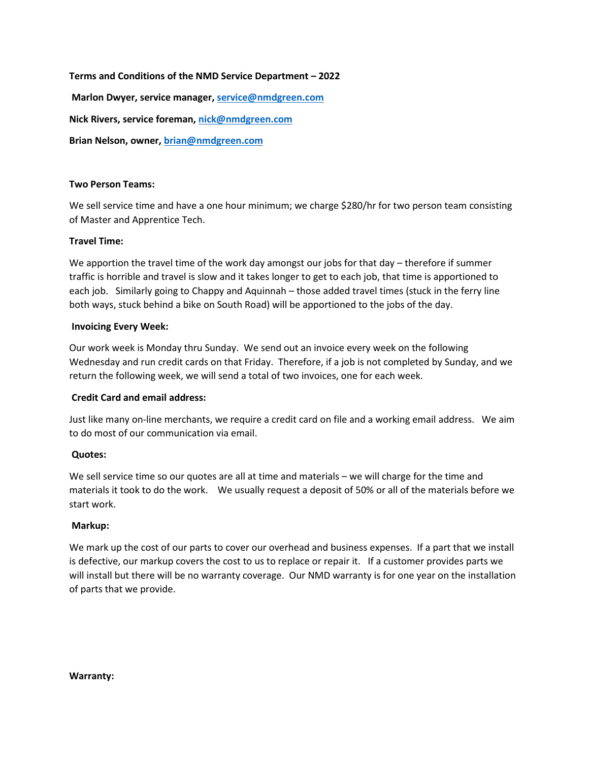**Terms and Conditions of the NMD Service Department – 2022**

**Marlon Dwyer, service manager, [service@nmdgreen.com](mailto:service@nmdgreen.com)**

**Nick Rivers, service foreman, [nick@nmdgreen.com](mailto:nick@nmdgreen.com)**

**Brian Nelson, owner, [brian@nmdgreen.com](mailto:brian@nmdgreen.com)**

**Two Person Teams:**

We sell service time and have a one hour minimum; we charge $280/hr for two person team consisting of Master and Apprentice Tech.

**Travel Time:**

We apportion the travel time of the work day amongst our jobs for that day – therefore if summer traffic is horrible and travel is slow and it takes longer to get to each job, that time is apportioned to each job. Similarly going to Chappy and Aquinnah – those added travel times (stuck in the ferry line both ways, stuck behind a bike on South Road) will be apportioned to the jobs of the day.

**Invoicing Every Week:**

Our work week is Monday thru Sunday. We send out an invoice every week on the following Wednesday and run credit cards on that Friday. Therefore, if a job is not completed by Sunday, and we return the following week, we will send a total of two invoices, one for each week.

**Credit Card and email address:**

Just like many on-line merchants, we require a credit card on file and a working email address. We aim to do most of our communication via email.

**Quotes:**

We sell service time so our quotes are all at time and materials – we will charge for the time and materials it took to do the work. We usually request a deposit of 50% or all of the materials before we start work.

**Markup:**

We mark up the cost of our parts to cover our overhead and business expenses. If a part that we install is defective, our markup covers the cost to us to replace or repair it. If a customer provides parts we will install but there will be no warranty coverage. Our NMD warranty is for one year on the installation of parts that we provide.

**Warranty:**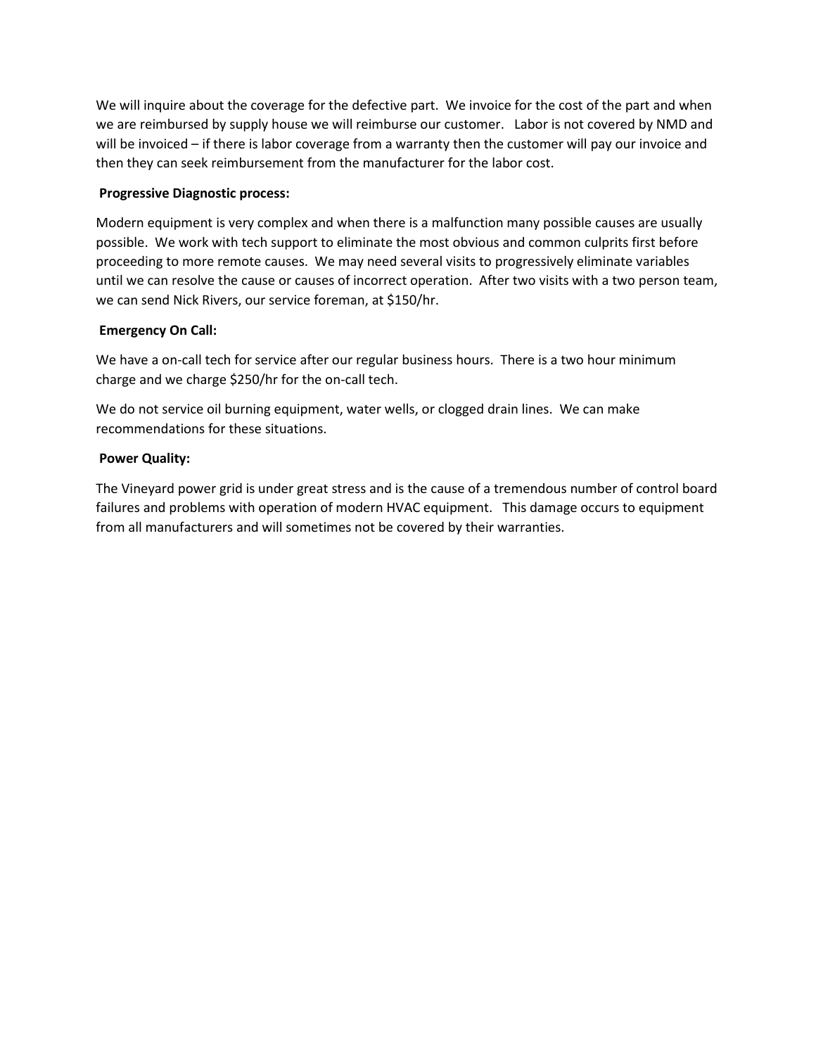We will inquire about the coverage for the defective part. We invoice for the cost of the part and when we are reimbursed by supply house we will reimburse our customer. Labor is not covered by NMD and will be invoiced – if there is labor coverage from a warranty then the customer will pay our invoice and then they can seek reimbursement from the manufacturer for the labor cost.

**Progressive Diagnostic process:**

Modern equipment is very complex and when there is a malfunction many possible causes are usually possible. We work with tech support to eliminate the most obvious and common culprits first before proceeding to more remote causes. We may need several visits to progressively eliminate variables until we can resolve the cause or causes of incorrect operation. After two visits with a two person team, we can send Nick Rivers, our service foreman, at $150/hr.

**Emergency On Call:**

We have a on-call tech for service after our regular business hours. There is a two hour minimum charge and we charge $250/hr for the on-call tech.

We do not service oil burning equipment, water wells, or clogged drain lines. We can make recommendations for these situations.

**Power Quality:**

The Vineyard power grid is under great stress and is the cause of a tremendous number of control board failures and problems with operation of modern HVAC equipment. This damage occurs to equipment from all manufacturers and will sometimes not be covered by their warranties.